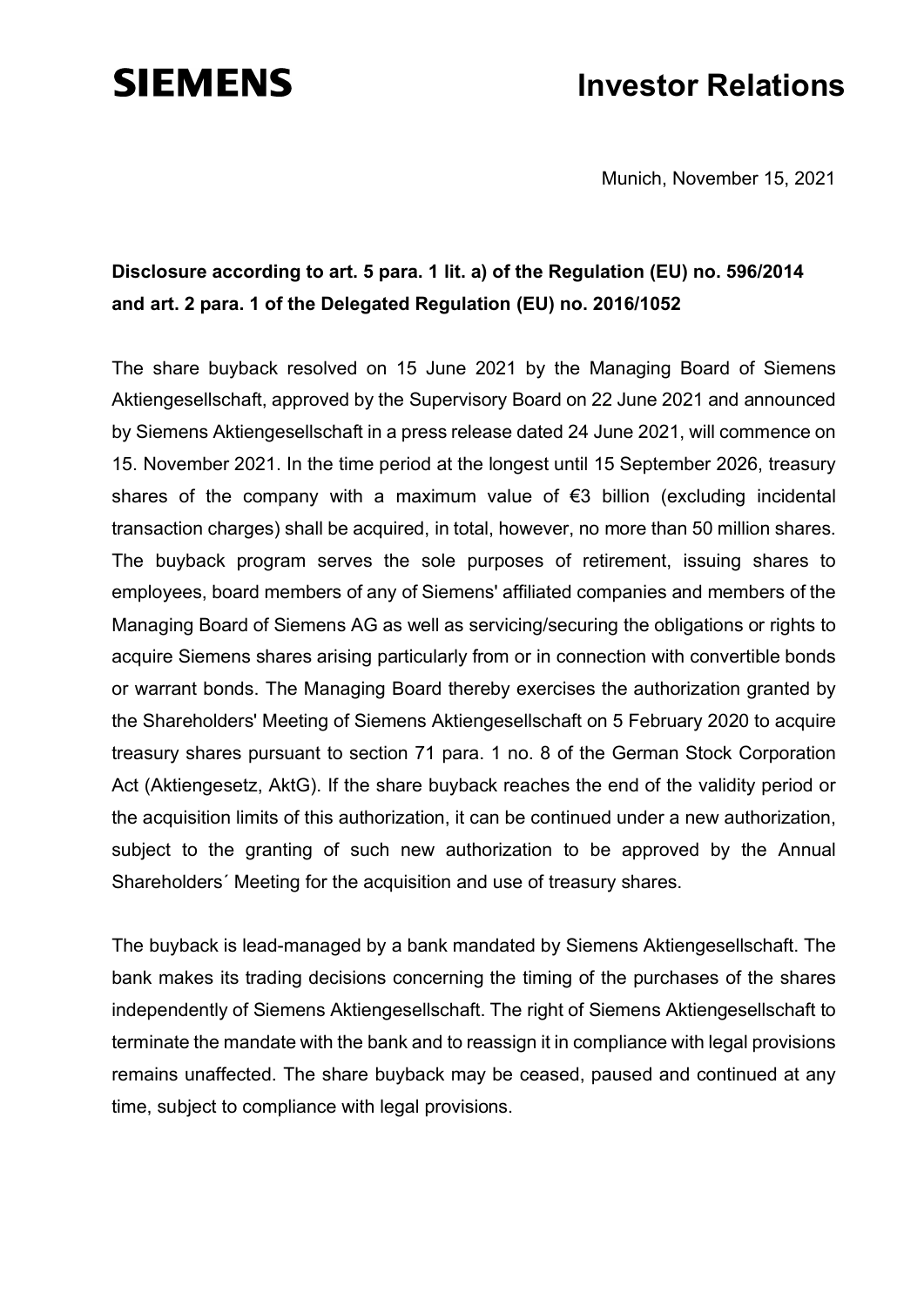# SIEMENS

# Investor Relations

Munich, November 15, 2021

**Disclosure according to art. 5 para. 1 lit. a) of the Regulation (EU) no. 596/2014 and art. 2 para. 1 of the Delegated Regulation (EU) no. 2016/1052**

The share buyback resolved on 15 June 2021 by the Managing Board of Siemens Aktiengesellschaft, approved by the Supervisory Board on 22 June 2021 and announced by Siemens Aktiengesellschaft in a press release dated 24 June 2021, will commence on 15. November 2021. In the time period at the longest until 15 September 2026, treasury shares of the company with a maximum value of €3 billion (excluding incidental transaction charges) shall be acquired, in total, however, no more than 50 million shares. The buyback program serves the sole purposes of retirement, issuing shares to employees, board members of any of Siemens' affiliated companies and members of the Managing Board of Siemens AG as well as servicing/securing the obligations or rights to acquire Siemens shares arising particularly from or in connection with convertible bonds or warrant bonds. The Managing Board thereby exercises the authorization granted by the Shareholders' Meeting of Siemens Aktiengesellschaft on 5 February 2020 to acquire treasury shares pursuant to section 71 para. 1 no. 8 of the German Stock Corporation Act (Aktiengesetz, AktG). If the share buyback reaches the end of the validity period or the acquisition limits of this authorization, it can be continued under a new authorization, subject to the granting of such new authorization to be approved by the Annual Shareholders´ Meeting for the acquisition and use of treasury shares.

The buyback is lead-managed by a bank mandated by Siemens Aktiengesellschaft. The bank makes its trading decisions concerning the timing of the purchases of the shares independently of Siemens Aktiengesellschaft. The right of Siemens Aktiengesellschaft to terminate the mandate with the bank and to reassign it in compliance with legal provisions remains unaffected. The share buyback may be ceased, paused and continued at any time, subject to compliance with legal provisions.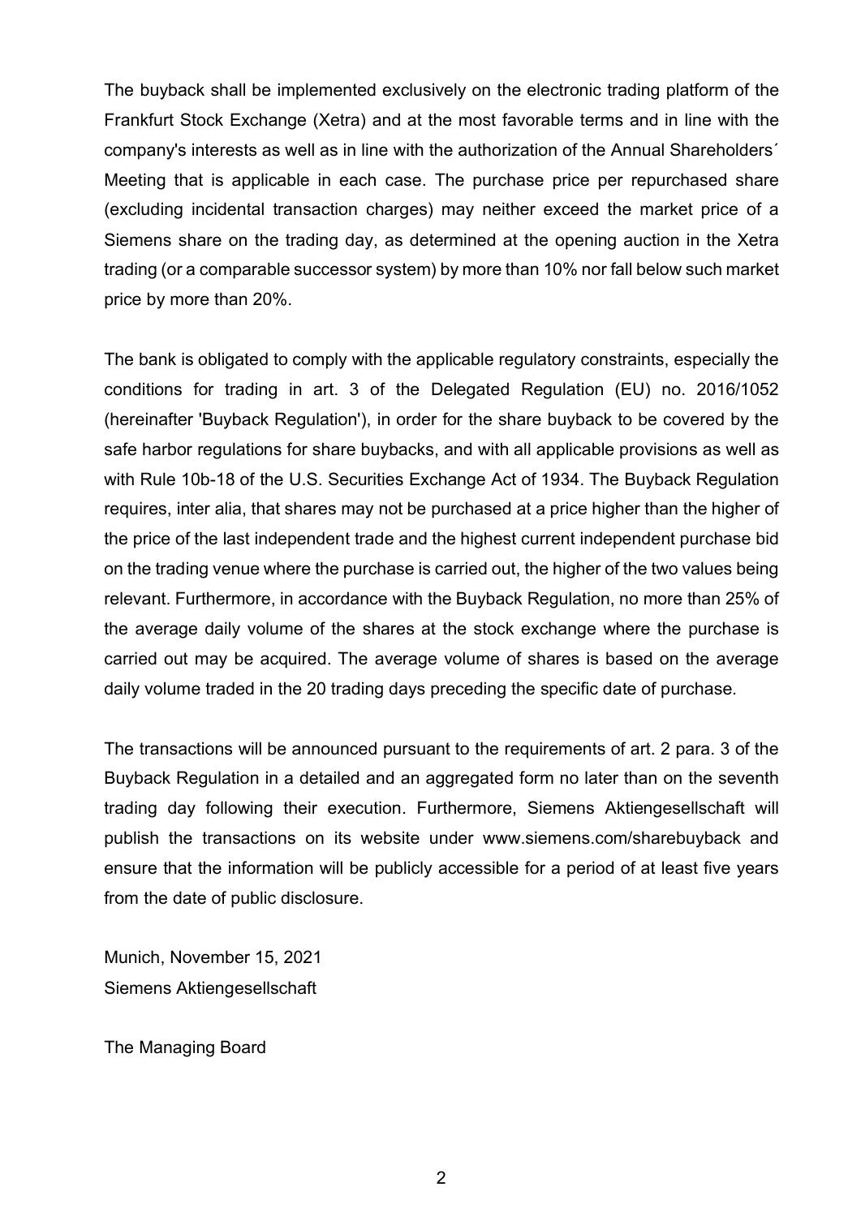The buyback shall be implemented exclusively on the electronic trading platform of the Frankfurt Stock Exchange (Xetra) and at the most favorable terms and in line with the company's interests as well as in line with the authorization of the Annual Shareholders´ Meeting that is applicable in each case. The purchase price per repurchased share (excluding incidental transaction charges) may neither exceed the market price of a Siemens share on the trading day, as determined at the opening auction in the Xetra trading (or a comparable successor system) by more than 10% nor fall below such market price by more than 20%.

The bank is obligated to comply with the applicable regulatory constraints, especially the conditions for trading in art. 3 of the Delegated Regulation (EU) no. 2016/1052 (hereinafter 'Buyback Regulation'), in order for the share buyback to be covered by the safe harbor regulations for share buybacks, and with all applicable provisions as well as with Rule 10b-18 of the U.S. Securities Exchange Act of 1934. The Buyback Regulation requires, inter alia, that shares may not be purchased at a price higher than the higher of the price of the last independent trade and the highest current independent purchase bid on the trading venue where the purchase is carried out, the higher of the two values being relevant. Furthermore, in accordance with the Buyback Regulation, no more than 25% of the average daily volume of the shares at the stock exchange where the purchase is carried out may be acquired. The average volume of shares is based on the average daily volume traded in the 20 trading days preceding the specific date of purchase.

The transactions will be announced pursuant to the requirements of art. 2 para. 3 of the Buyback Regulation in a detailed and an aggregated form no later than on the seventh trading day following their execution. Furthermore, Siemens Aktiengesellschaft will publish the transactions on its website under www.siemens.com/sharebuyback and ensure that the information will be publicly accessible for a period of at least five years from the date of public disclosure.

Munich, November 15, 2021
Siemens Aktiengesellschaft

The Managing Board